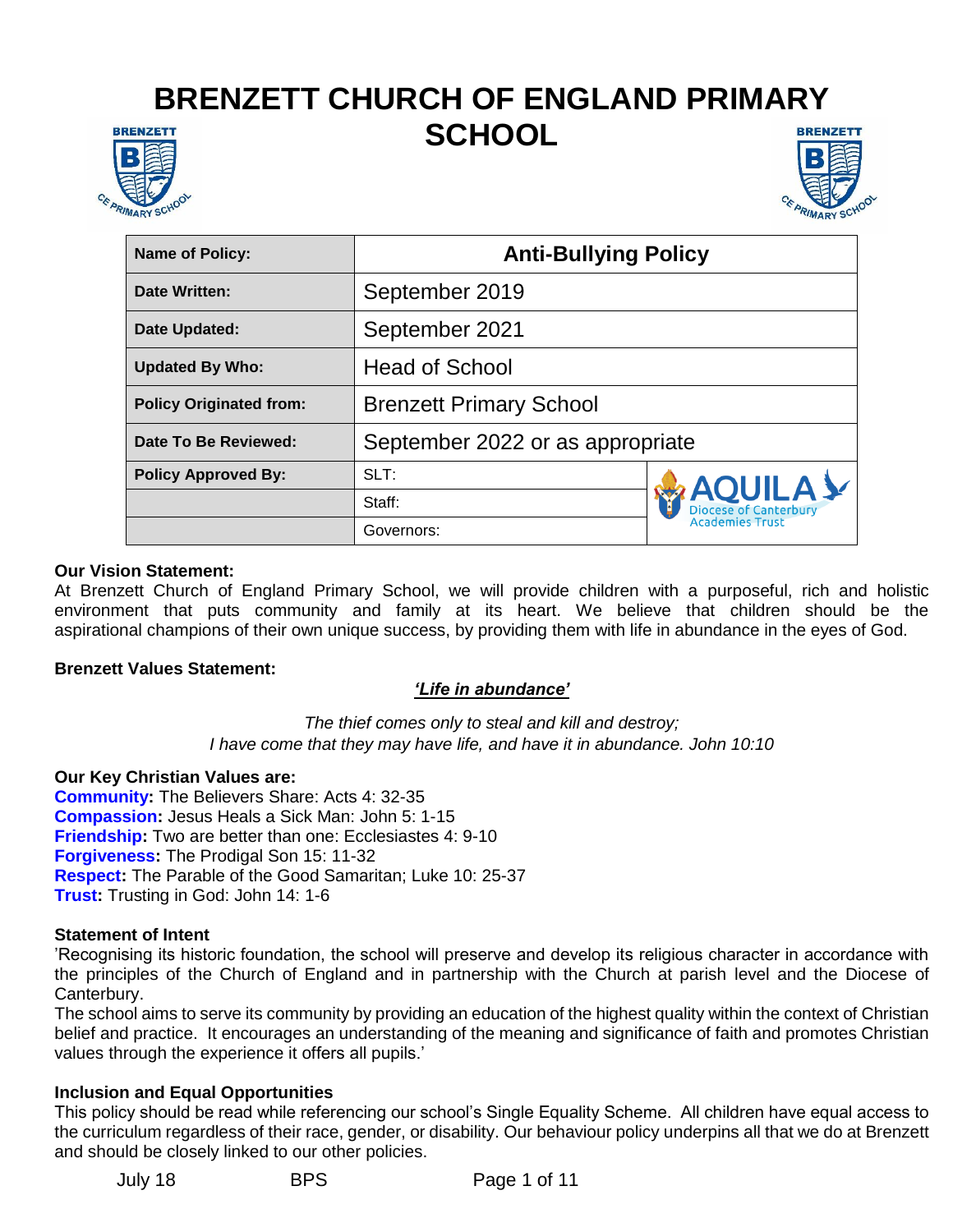# BRENZETT CHURCH OF ENGLAND PRIMARY SCHOOL

| Name of Policy: | Anti-Bullying Policy | |
|---|---|---|
| Date Written: | September 2019 | |
| Date Updated: | September 2021 | |
| Updated By Who: | Head of School | |
| Policy Originated from: | Brenzett Primary School | |
| Date To Be Reviewed: | September 2022 or as appropriate | |
| Policy Approved By: | SLT: | AQUILA Diocese of Canterbury Academies Trust |
| | Staff: | |
| | Governors: | |

**Our Vision Statement:**
At Brenzett Church of England Primary School, we will provide children with a purposeful, rich and holistic environment that puts community and family at its heart. We believe that children should be the aspirational champions of their own unique success, by providing them with life in abundance in the eyes of God.

**Brenzett Values Statement:**

***'Life in abundance'***

*The thief comes only to steal and kill and destroy;*
*I have come that they may have life, and have it in abundance. John 10:10*

**Our Key Christian Values are:**
**Community:** The Believers Share: Acts 4: 32-35
**Compassion:** Jesus Heals a Sick Man: John 5: 1-15
**Friendship:** Two are better than one: Ecclesiastes 4: 9-10
**Forgiveness:** The Prodigal Son 15: 11-32
**Respect:** The Parable of the Good Samaritan; Luke 10: 25-37
**Trust:** Trusting in God: John 14: 1-6

**Statement of Intent**
'Recognising its historic foundation, the school will preserve and develop its religious character in accordance with the principles of the Church of England and in partnership with the Church at parish level and the Diocese of Canterbury.
The school aims to serve its community by providing an education of the highest quality within the context of Christian belief and practice. It encourages an understanding of the meaning and significance of faith and promotes Christian values through the experience it offers all pupils.'

**Inclusion and Equal Opportunities**
This policy should be read while referencing our school's Single Equality Scheme. All children have equal access to the curriculum regardless of their race, gender, or disability. Our behaviour policy underpins all that we do at Brenzett and should be closely linked to our other policies.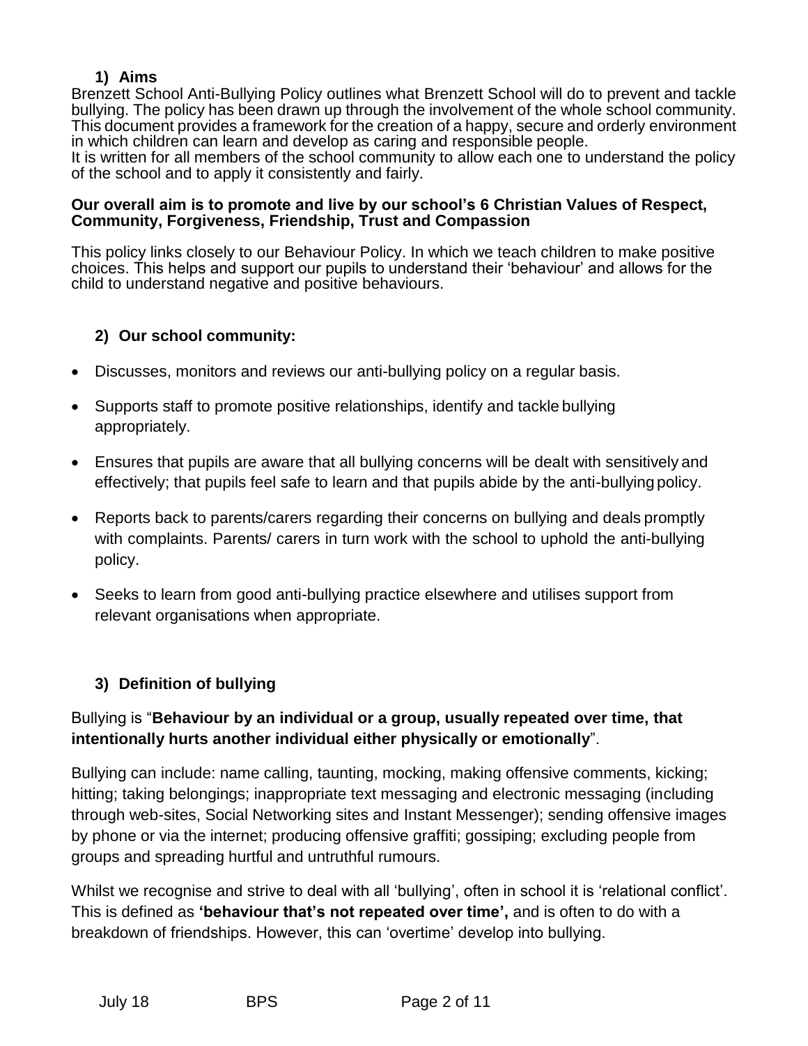## 1) Aims

Brenzett School Anti-Bullying Policy outlines what Brenzett School will do to prevent and tackle bullying. The policy has been drawn up through the involvement of the whole school community. This document provides a framework for the creation of a happy, secure and orderly environment in which children can learn and develop as caring and responsible people.
It is written for all members of the school community to allow each one to understand the policy of the school and to apply it consistently and fairly.

**Our overall aim is to promote and live by our school's 6 Christian Values of Respect, Community, Forgiveness, Friendship, Trust and Compassion**

This policy links closely to our Behaviour Policy. In which we teach children to make positive choices. This helps and support our pupils to understand their 'behaviour' and allows for the child to understand negative and positive behaviours.

## 2) Our school community:

- Discusses, monitors and reviews our anti-bullying policy on a regular basis.
- Supports staff to promote positive relationships, identify and tackle bullying appropriately.
- Ensures that pupils are aware that all bullying concerns will be dealt with sensitively and effectively; that pupils feel safe to learn and that pupils abide by the anti-bullying policy.
- Reports back to parents/carers regarding their concerns on bullying and deals promptly with complaints. Parents/ carers in turn work with the school to uphold the anti-bullying policy.
- Seeks to learn from good anti-bullying practice elsewhere and utilises support from relevant organisations when appropriate.

## 3) Definition of bullying

Bullying is "**Behaviour by an individual or a group, usually repeated over time, that intentionally hurts another individual either physically or emotionally**".

Bullying can include: name calling, taunting, mocking, making offensive comments, kicking; hitting; taking belongings; inappropriate text messaging and electronic messaging (including through web-sites, Social Networking sites and Instant Messenger); sending offensive images by phone or via the internet; producing offensive graffiti; gossiping; excluding people from groups and spreading hurtful and untruthful rumours.

Whilst we recognise and strive to deal with all 'bullying', often in school it is 'relational conflict'. This is defined as **'behaviour that's not repeated over time',** and is often to do with a breakdown of friendships. However, this can 'overtime' develop into bullying.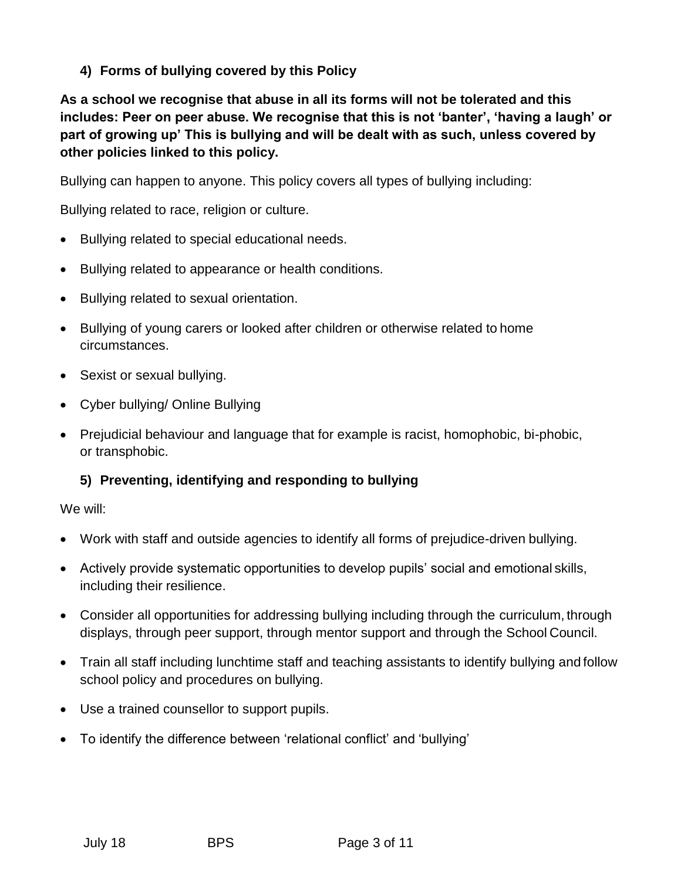### 4) Forms of bullying covered by this Policy

**As a school we recognise that abuse in all its forms will not be tolerated and this includes: Peer on peer abuse. We recognise that this is not 'banter', 'having a laugh' or part of growing up' This is bullying and will be dealt with as such, unless covered by other policies linked to this policy.**

Bullying can happen to anyone. This policy covers all types of bullying including:

Bullying related to race, religion or culture.

- Bullying related to special educational needs.
- Bullying related to appearance or health conditions.
- Bullying related to sexual orientation.
- Bullying of young carers or looked after children or otherwise related to home circumstances.
- Sexist or sexual bullying.
- Cyber bullying/ Online Bullying
- Prejudicial behaviour and language that for example is racist, homophobic, bi-phobic, or transphobic.

### 5) Preventing, identifying and responding to bullying

We will:

- Work with staff and outside agencies to identify all forms of prejudice-driven bullying.
- Actively provide systematic opportunities to develop pupils' social and emotional skills, including their resilience.
- Consider all opportunities for addressing bullying including through the curriculum, through displays, through peer support, through mentor support and through the School Council.
- Train all staff including lunchtime staff and teaching assistants to identify bullying and follow school policy and procedures on bullying.
- Use a trained counsellor to support pupils.
- To identify the difference between 'relational conflict' and 'bullying'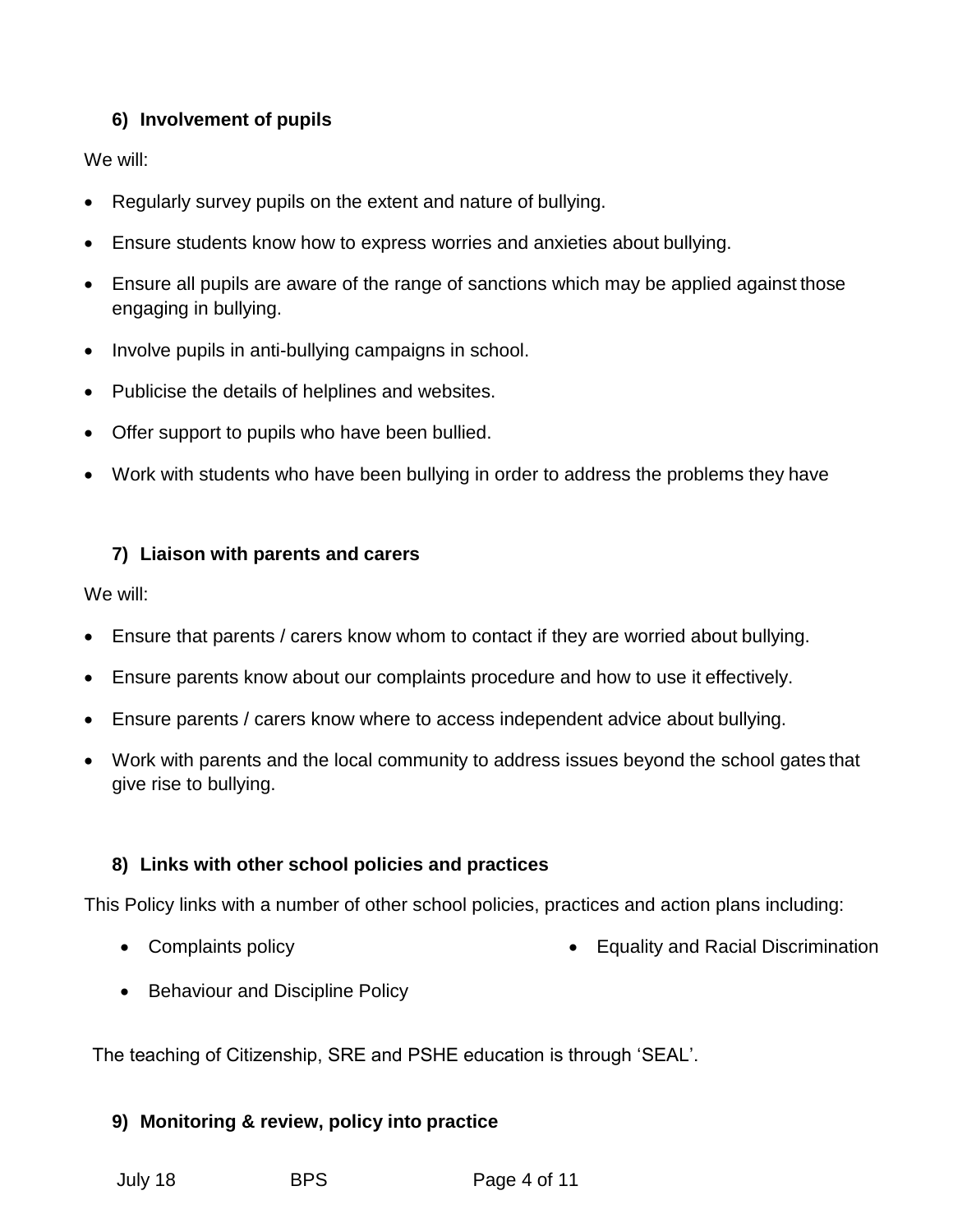### 6) Involvement of pupils

We will:

- Regularly survey pupils on the extent and nature of bullying.
- Ensure students know how to express worries and anxieties about bullying.
- Ensure all pupils are aware of the range of sanctions which may be applied against those engaging in bullying.
- Involve pupils in anti-bullying campaigns in school.
- Publicise the details of helplines and websites.
- Offer support to pupils who have been bullied.
- Work with students who have been bullying in order to address the problems they have

### 7) Liaison with parents and carers

We will:

- Ensure that parents / carers know whom to contact if they are worried about bullying.
- Ensure parents know about our complaints procedure and how to use it effectively.
- Ensure parents / carers know where to access independent advice about bullying.
- Work with parents and the local community to address issues beyond the school gates that give rise to bullying.

### 8) Links with other school policies and practices

This Policy links with a number of other school policies, practices and action plans including:

- Complaints policy
- Equality and Racial Discrimination
- Behaviour and Discipline Policy

The teaching of Citizenship, SRE and PSHE education is through 'SEAL'.

### 9) Monitoring & review, policy into practice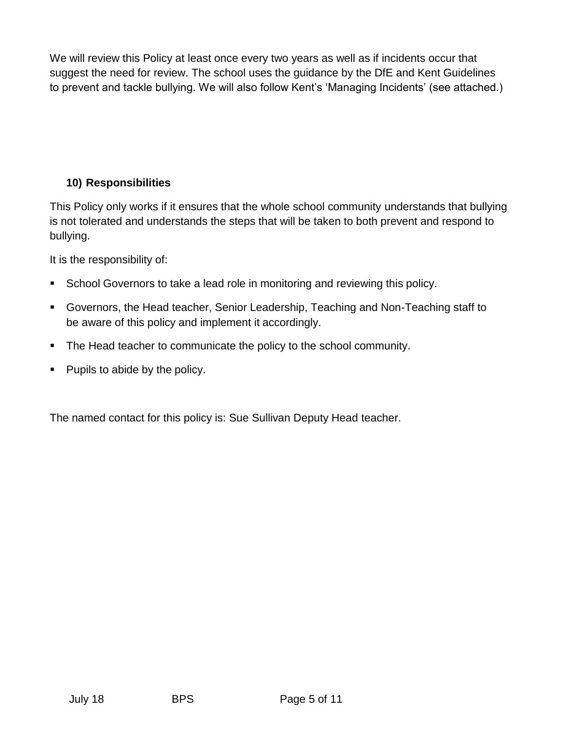We will review this Policy at least once every two years as well as if incidents occur that suggest the need for review. The school uses the guidance by the DfE and Kent Guidelines to prevent and tackle bullying. We will also follow Kent's 'Managing Incidents' (see attached.)

## 10) Responsibilities

This Policy only works if it ensures that the whole school community understands that bullying is not tolerated and understands the steps that will be taken to both prevent and respond to bullying.

It is the responsibility of:

- School Governors to take a lead role in monitoring and reviewing this policy.
- Governors, the Head teacher, Senior Leadership, Teaching and Non-Teaching staff to be aware of this policy and implement it accordingly.
- The Head teacher to communicate the policy to the school community.
- Pupils to abide by the policy.

The named contact for this policy is: Sue Sullivan Deputy Head teacher.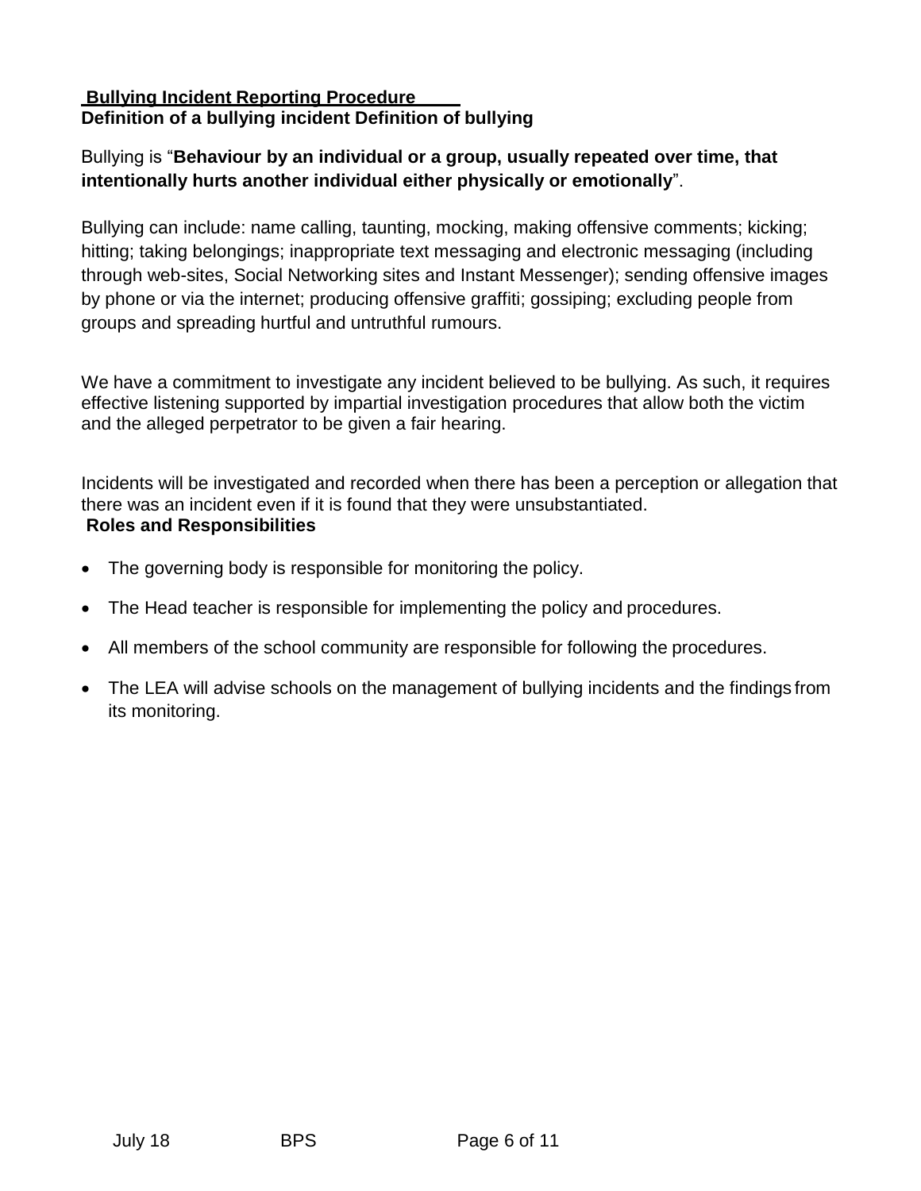**Bullying Incident Reporting Procedure**

**Definition of a bullying incident Definition of bullying**

Bullying is "**Behaviour by an individual or a group, usually repeated over time, that intentionally hurts another individual either physically or emotionally**".

Bullying can include: name calling, taunting, mocking, making offensive comments; kicking; hitting; taking belongings; inappropriate text messaging and electronic messaging (including through web-sites, Social Networking sites and Instant Messenger); sending offensive images by phone or via the internet; producing offensive graffiti; gossiping; excluding people from groups and spreading hurtful and untruthful rumours.

We have a commitment to investigate any incident believed to be bullying. As such, it requires effective listening supported by impartial investigation procedures that allow both the victim and the alleged perpetrator to be given a fair hearing.

Incidents will be investigated and recorded when there has been a perception or allegation that there was an incident even if it is found that they were unsubstantiated.

**Roles and Responsibilities**

- The governing body is responsible for monitoring the policy.
- The Head teacher is responsible for implementing the policy and procedures.
- All members of the school community are responsible for following the procedures.
- The LEA will advise schools on the management of bullying incidents and the findings from its monitoring.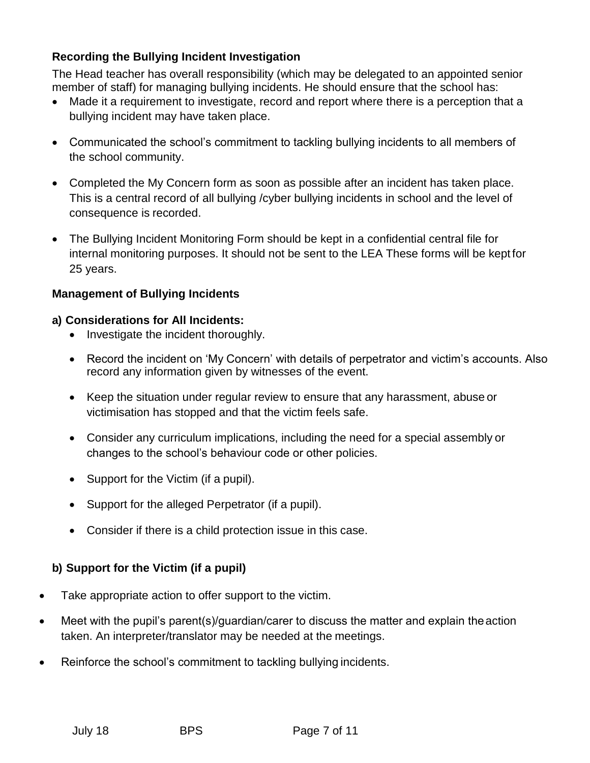### Recording the Bullying Incident Investigation

The Head teacher has overall responsibility (which may be delegated to an appointed senior member of staff) for managing bullying incidents. He should ensure that the school has:

- Made it a requirement to investigate, record and report where there is a perception that a bullying incident may have taken place.
- Communicated the school's commitment to tackling bullying incidents to all members of the school community.
- Completed the My Concern form as soon as possible after an incident has taken place. This is a central record of all bullying /cyber bullying incidents in school and the level of consequence is recorded.
- The Bullying Incident Monitoring Form should be kept in a confidential central file for internal monitoring purposes. It should not be sent to the LEA These forms will be kept for 25 years.

### Management of Bullying Incidents

#### a) Considerations for All Incidents:

- Investigate the incident thoroughly.
- Record the incident on 'My Concern' with details of perpetrator and victim's accounts. Also record any information given by witnesses of the event.
- Keep the situation under regular review to ensure that any harassment, abuse or victimisation has stopped and that the victim feels safe.
- Consider any curriculum implications, including the need for a special assembly or changes to the school's behaviour code or other policies.
- Support for the Victim (if a pupil).
- Support for the alleged Perpetrator (if a pupil).
- Consider if there is a child protection issue in this case.

#### b) Support for the Victim (if a pupil)

- Take appropriate action to offer support to the victim.
- Meet with the pupil's parent(s)/guardian/carer to discuss the matter and explain the action taken. An interpreter/translator may be needed at the meetings.
- Reinforce the school's commitment to tackling bullying incidents.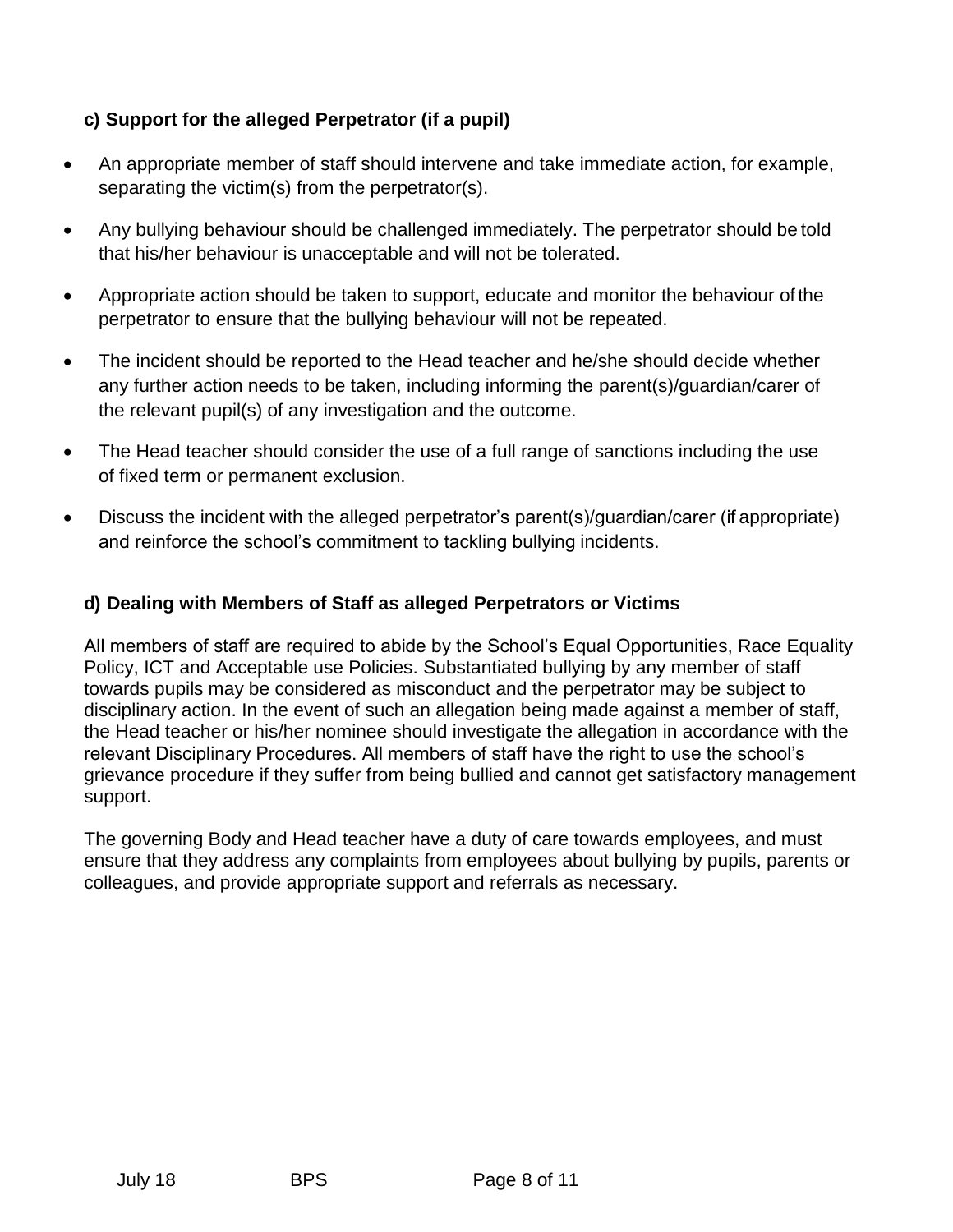### c) Support for the alleged Perpetrator (if a pupil)

- An appropriate member of staff should intervene and take immediate action, for example, separating the victim(s) from the perpetrator(s).
- Any bullying behaviour should be challenged immediately. The perpetrator should be told that his/her behaviour is unacceptable and will not be tolerated.
- Appropriate action should be taken to support, educate and monitor the behaviour of the perpetrator to ensure that the bullying behaviour will not be repeated.
- The incident should be reported to the Head teacher and he/she should decide whether any further action needs to be taken, including informing the parent(s)/guardian/carer of the relevant pupil(s) of any investigation and the outcome.
- The Head teacher should consider the use of a full range of sanctions including the use of fixed term or permanent exclusion.
- Discuss the incident with the alleged perpetrator's parent(s)/guardian/carer (if appropriate) and reinforce the school's commitment to tackling bullying incidents.

### d) Dealing with Members of Staff as alleged Perpetrators or Victims

All members of staff are required to abide by the School's Equal Opportunities, Race Equality Policy, ICT and Acceptable use Policies. Substantiated bullying by any member of staff towards pupils may be considered as misconduct and the perpetrator may be subject to disciplinary action. In the event of such an allegation being made against a member of staff, the Head teacher or his/her nominee should investigate the allegation in accordance with the relevant Disciplinary Procedures. All members of staff have the right to use the school's grievance procedure if they suffer from being bullied and cannot get satisfactory management support.

The governing Body and Head teacher have a duty of care towards employees, and must ensure that they address any complaints from employees about bullying by pupils, parents or colleagues, and provide appropriate support and referrals as necessary.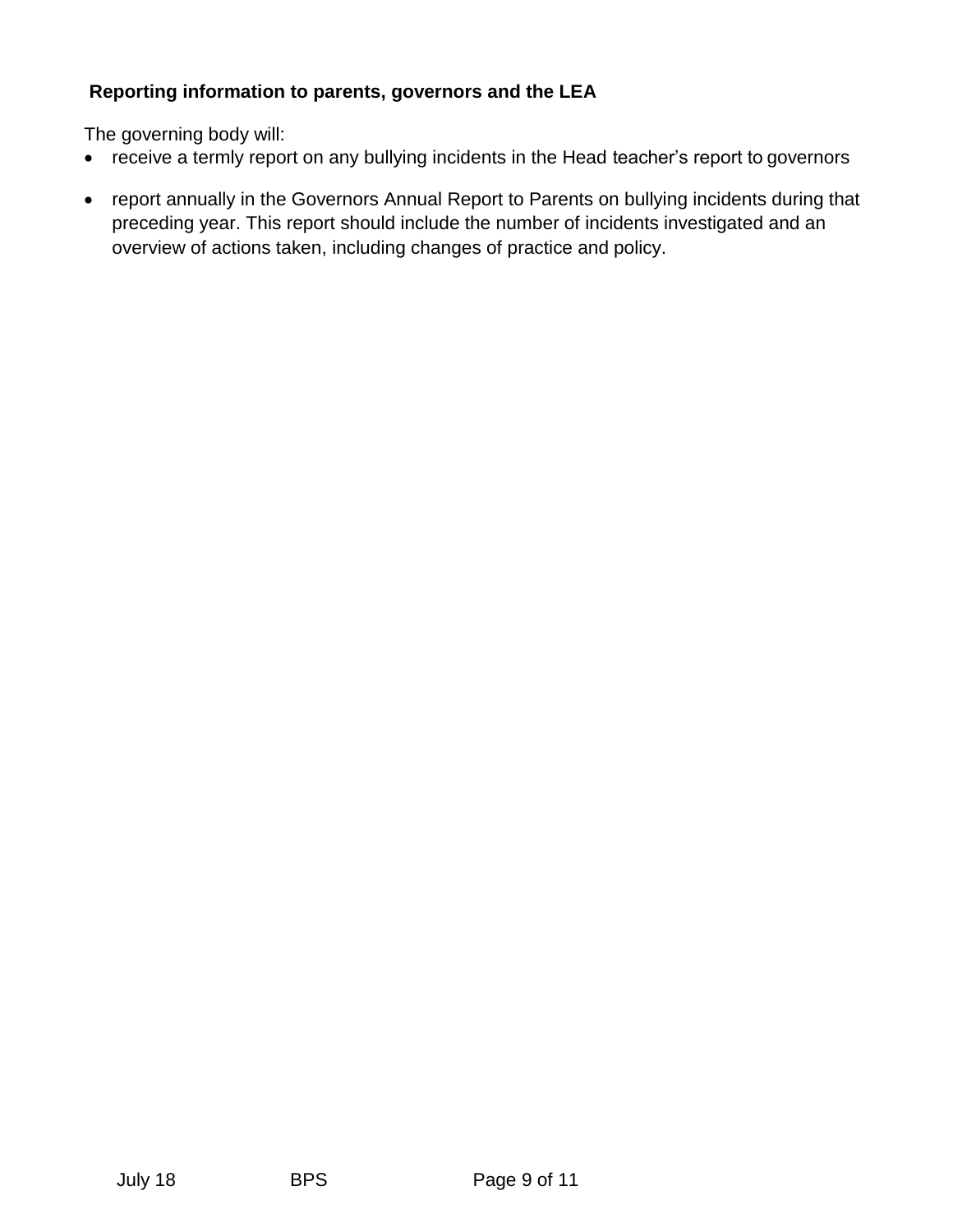**Reporting information to parents, governors and the LEA**

The governing body will:

- receive a termly report on any bullying incidents in the Head teacher's report to governors
- report annually in the Governors Annual Report to Parents on bullying incidents during that preceding year. This report should include the number of incidents investigated and an overview of actions taken, including changes of practice and policy.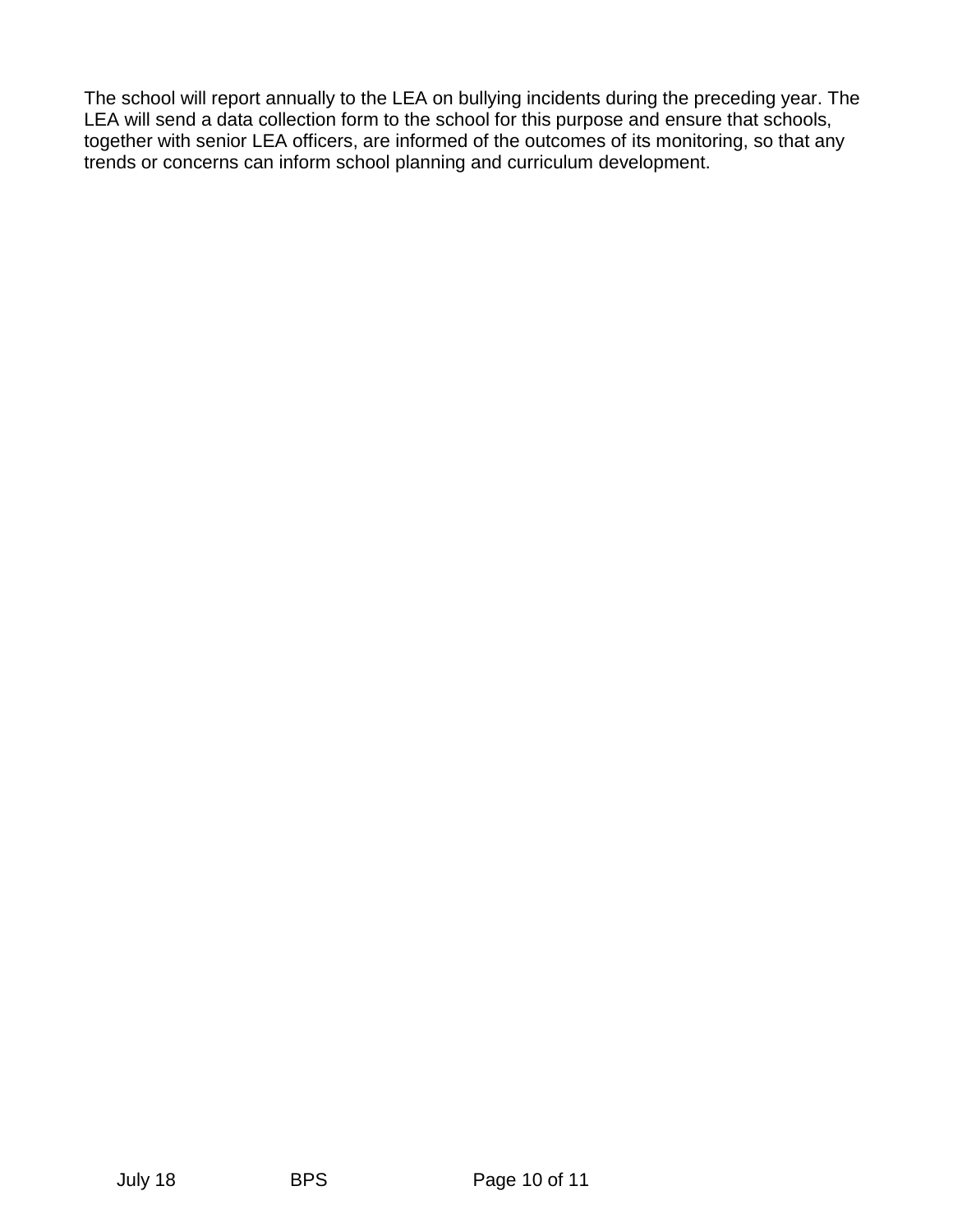The school will report annually to the LEA on bullying incidents during the preceding year. The LEA will send a data collection form to the school for this purpose and ensure that schools, together with senior LEA officers, are informed of the outcomes of its monitoring, so that any trends or concerns can inform school planning and curriculum development.